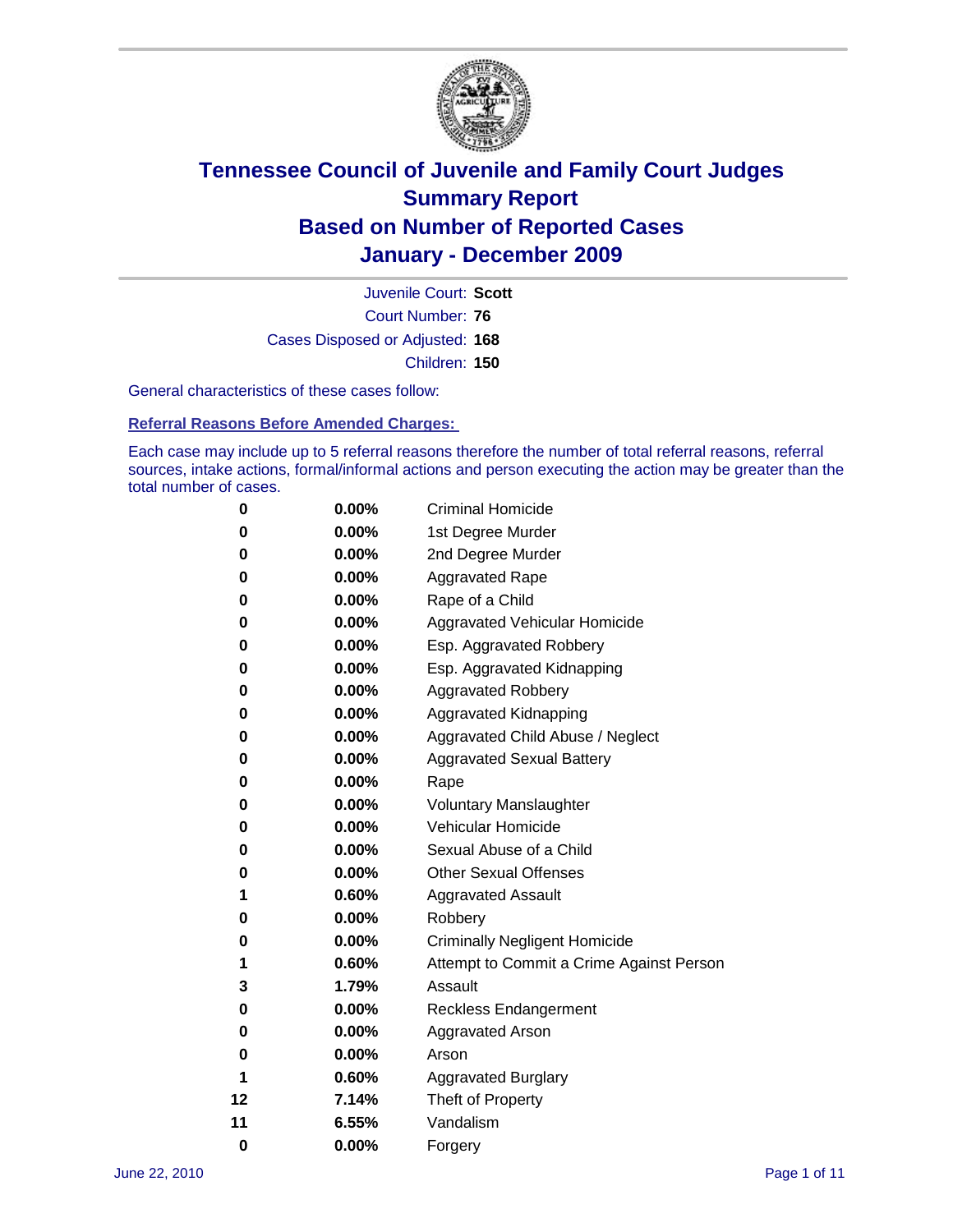# Tennessee Council of Juvenile and Family Court Judges
## Summary Report
## Based on Number of Reported Cases
## January - December 2009

Juvenile Court: **Scott**

Court Number: **76**

Cases Disposed or Adjusted: **168**

Children: **150**

General characteristics of these cases follow:

### Referral Reasons Before Amended Charges:

Each case may include up to 5 referral reasons therefore the number of total referral reasons, referral sources, intake actions, formal/informal actions and person executing the action may be greater than the total number of cases.

| Count | Percent | Referral Reason |
|---|---|---|
| 0 | 0.00% | Criminal Homicide |
| 0 | 0.00% | 1st Degree Murder |
| 0 | 0.00% | 2nd Degree Murder |
| 0 | 0.00% | Aggravated Rape |
| 0 | 0.00% | Rape of a Child |
| 0 | 0.00% | Aggravated Vehicular Homicide |
| 0 | 0.00% | Esp. Aggravated Robbery |
| 0 | 0.00% | Esp. Aggravated Kidnapping |
| 0 | 0.00% | Aggravated Robbery |
| 0 | 0.00% | Aggravated Kidnapping |
| 0 | 0.00% | Aggravated Child Abuse / Neglect |
| 0 | 0.00% | Aggravated Sexual Battery |
| 0 | 0.00% | Rape |
| 0 | 0.00% | Voluntary Manslaughter |
| 0 | 0.00% | Vehicular Homicide |
| 0 | 0.00% | Sexual Abuse of a Child |
| 0 | 0.00% | Other Sexual Offenses |
| 1 | 0.60% | Aggravated Assault |
| 0 | 0.00% | Robbery |
| 0 | 0.00% | Criminally Negligent Homicide |
| 1 | 0.60% | Attempt to Commit a Crime Against Person |
| 3 | 1.79% | Assault |
| 0 | 0.00% | Reckless Endangerment |
| 0 | 0.00% | Aggravated Arson |
| 0 | 0.00% | Arson |
| 1 | 0.60% | Aggravated Burglary |
| 12 | 7.14% | Theft of Property |
| 11 | 6.55% | Vandalism |
| 0 | 0.00% | Forgery |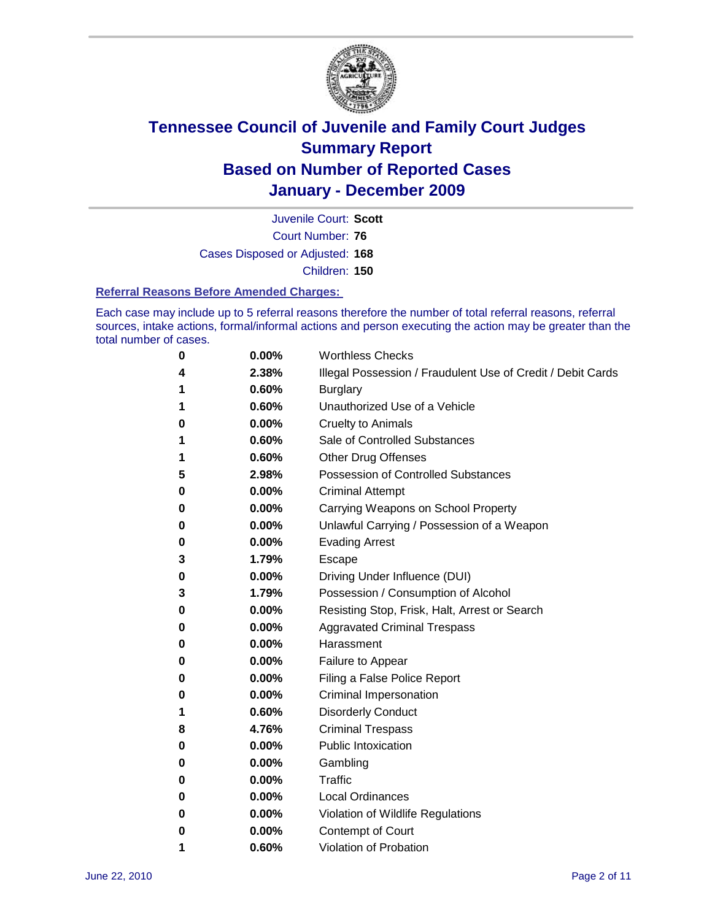# Tennessee Council of Juvenile and Family Court Judges
## Summary Report
## Based on Number of Reported Cases
## January - December 2009

Juvenile Court: **Scott**
Court Number: **76**
Cases Disposed or Adjusted: **168**
Children: **150**

### Referral Reasons Before Amended Charges:

Each case may include up to 5 referral reasons therefore the number of total referral reasons, referral sources, intake actions, formal/informal actions and person executing the action may be greater than the total number of cases.

| | | |
|---|---|---|
| 0 | 0.00% | Worthless Checks |
| 4 | 2.38% | Illegal Possession / Fraudulent Use of Credit / Debit Cards |
| 1 | 0.60% | Burglary |
| 1 | 0.60% | Unauthorized Use of a Vehicle |
| 0 | 0.00% | Cruelty to Animals |
| 1 | 0.60% | Sale of Controlled Substances |
| 1 | 0.60% | Other Drug Offenses |
| 5 | 2.98% | Possession of Controlled Substances |
| 0 | 0.00% | Criminal Attempt |
| 0 | 0.00% | Carrying Weapons on School Property |
| 0 | 0.00% | Unlawful Carrying / Possession of a Weapon |
| 0 | 0.00% | Evading Arrest |
| 3 | 1.79% | Escape |
| 0 | 0.00% | Driving Under Influence (DUI) |
| 3 | 1.79% | Possession / Consumption of Alcohol |
| 0 | 0.00% | Resisting Stop, Frisk, Halt, Arrest or Search |
| 0 | 0.00% | Aggravated Criminal Trespass |
| 0 | 0.00% | Harassment |
| 0 | 0.00% | Failure to Appear |
| 0 | 0.00% | Filing a False Police Report |
| 0 | 0.00% | Criminal Impersonation |
| 1 | 0.60% | Disorderly Conduct |
| 8 | 4.76% | Criminal Trespass |
| 0 | 0.00% | Public Intoxication |
| 0 | 0.00% | Gambling |
| 0 | 0.00% | Traffic |
| 0 | 0.00% | Local Ordinances |
| 0 | 0.00% | Violation of Wildlife Regulations |
| 0 | 0.00% | Contempt of Court |
| 1 | 0.60% | Violation of Probation |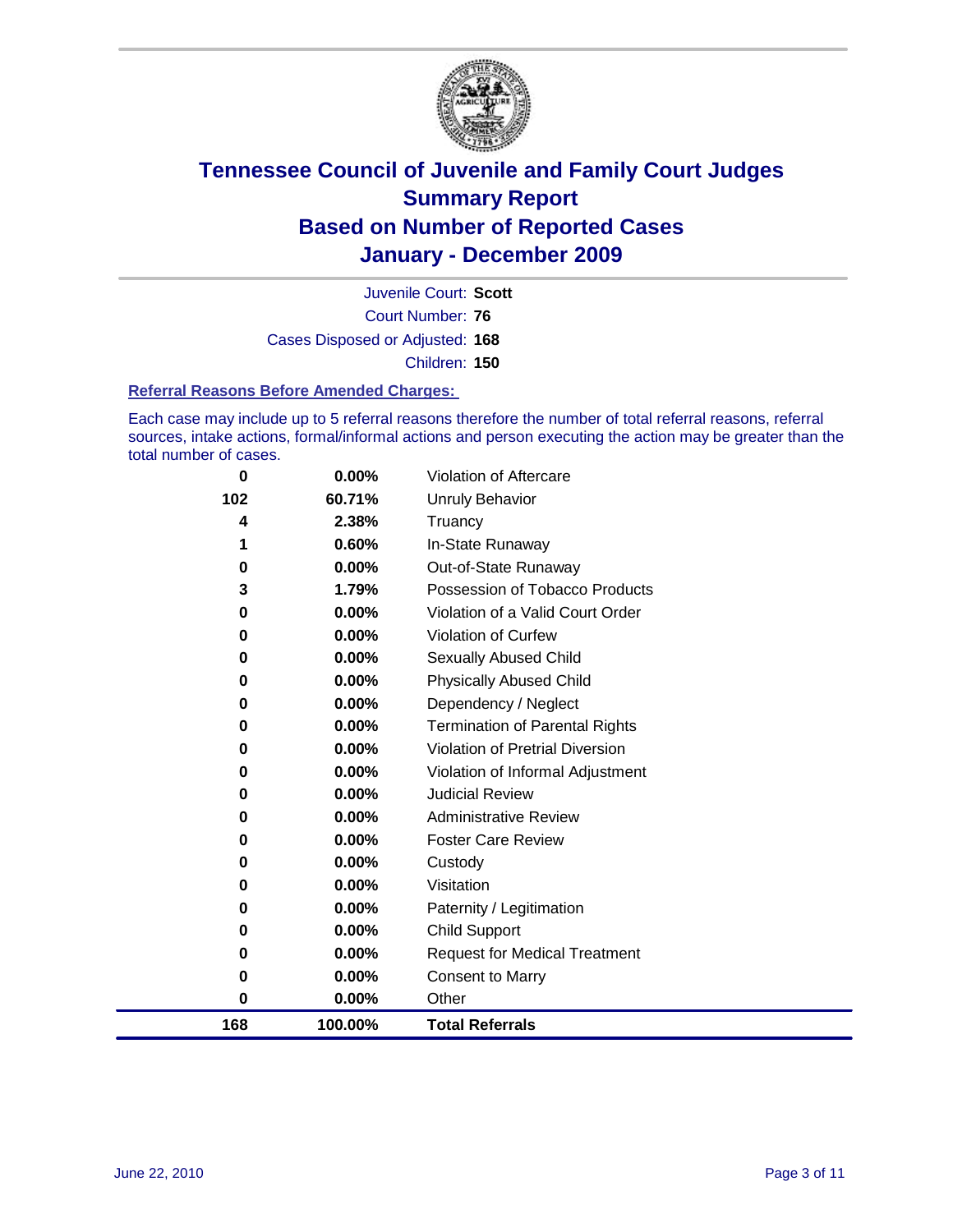# Tennessee Council of Juvenile and Family Court Judges
## Summary Report
## Based on Number of Reported Cases
## January - December 2009

Juvenile Court: **Scott**
Court Number: **76**
Cases Disposed or Adjusted: **168**
Children: **150**

### Referral Reasons Before Amended Charges:

Each case may include up to 5 referral reasons therefore the number of total referral reasons, referral sources, intake actions, formal/informal actions and person executing the action may be greater than the total number of cases.

| Count | Percent | Referral Reason |
|---|---|---|
| 0 | 0.00% | Violation of Aftercare |
| 102 | 60.71% | Unruly Behavior |
| 4 | 2.38% | Truancy |
| 1 | 0.60% | In-State Runaway |
| 0 | 0.00% | Out-of-State Runaway |
| 3 | 1.79% | Possession of Tobacco Products |
| 0 | 0.00% | Violation of a Valid Court Order |
| 0 | 0.00% | Violation of Curfew |
| 0 | 0.00% | Sexually Abused Child |
| 0 | 0.00% | Physically Abused Child |
| 0 | 0.00% | Dependency / Neglect |
| 0 | 0.00% | Termination of Parental Rights |
| 0 | 0.00% | Violation of Pretrial Diversion |
| 0 | 0.00% | Violation of Informal Adjustment |
| 0 | 0.00% | Judicial Review |
| 0 | 0.00% | Administrative Review |
| 0 | 0.00% | Foster Care Review |
| 0 | 0.00% | Custody |
| 0 | 0.00% | Visitation |
| 0 | 0.00% | Paternity / Legitimation |
| 0 | 0.00% | Child Support |
| 0 | 0.00% | Request for Medical Treatment |
| 0 | 0.00% | Consent to Marry |
| 0 | 0.00% | Other |
| **168** | **100.00%** | **Total Referrals** |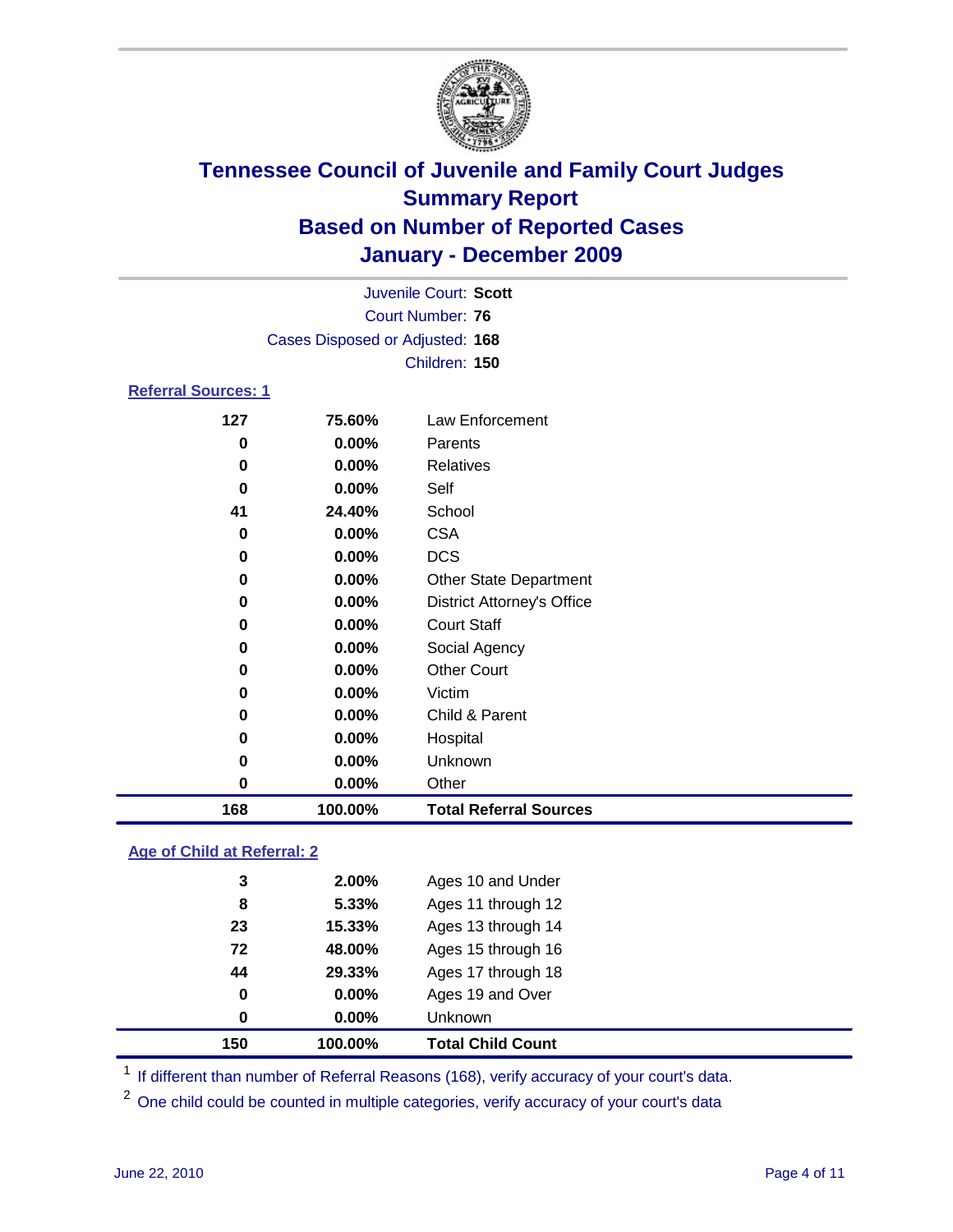# Tennessee Council of Juvenile and Family Court Judges
## Summary Report
## Based on Number of Reported Cases
## January - December 2009

Juvenile Court: **Scott**
Court Number: **76**
Cases Disposed or Adjusted: **168**
Children: **150**

### Referral Sources: 1

| | | |
|---|---|---|
| **127** | **75.60%** | Law Enforcement |
| **0** | **0.00%** | Parents |
| **0** | **0.00%** | Relatives |
| **0** | **0.00%** | Self |
| **41** | **24.40%** | School |
| **0** | **0.00%** | CSA |
| **0** | **0.00%** | DCS |
| **0** | **0.00%** | Other State Department |
| **0** | **0.00%** | District Attorney's Office |
| **0** | **0.00%** | Court Staff |
| **0** | **0.00%** | Social Agency |
| **0** | **0.00%** | Other Court |
| **0** | **0.00%** | Victim |
| **0** | **0.00%** | Child & Parent |
| **0** | **0.00%** | Hospital |
| **0** | **0.00%** | Unknown |
| **0** | **0.00%** | Other |
| **168** | **100.00%** | **Total Referral Sources** |

### Age of Child at Referral: 2

| | | |
|---|---|---|
| **3** | **2.00%** | Ages 10 and Under |
| **8** | **5.33%** | Ages 11 through 12 |
| **23** | **15.33%** | Ages 13 through 14 |
| **72** | **48.00%** | Ages 15 through 16 |
| **44** | **29.33%** | Ages 17 through 18 |
| **0** | **0.00%** | Ages 19 and Over |
| **0** | **0.00%** | Unknown |
| **150** | **100.00%** | **Total Child Count** |

[1] If different than number of Referral Reasons (168), verify accuracy of your court's data.

[2] One child could be counted in multiple categories, verify accuracy of your court's data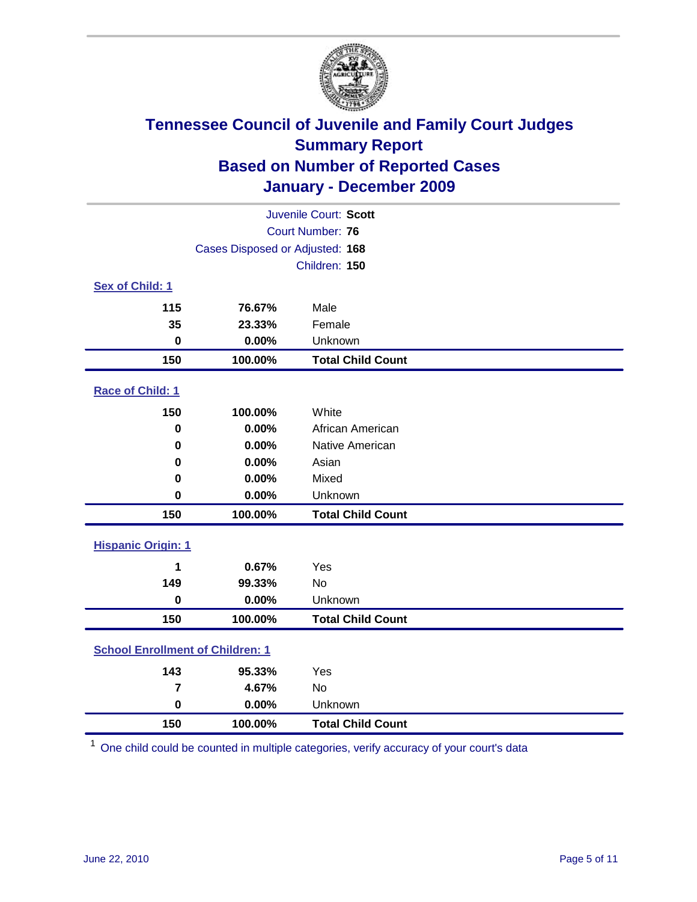# Tennessee Council of Juvenile and Family Court Judges
## Summary Report
## Based on Number of Reported Cases
## January - December 2009

Juvenile Court: **Scott**
Court Number: **76**
Cases Disposed or Adjusted: **168**
Children: **150**

### Sex of Child: 1

| | | |
|---|---|---|
| **115** | **76.67%** | Male |
| **35** | **23.33%** | Female |
| **0** | **0.00%** | Unknown |
| **150** | **100.00%** | **Total Child Count** |

### Race of Child: 1

| | | |
|---|---|---|
| **150** | **100.00%** | White |
| **0** | **0.00%** | African American |
| **0** | **0.00%** | Native American |
| **0** | **0.00%** | Asian |
| **0** | **0.00%** | Mixed |
| **0** | **0.00%** | Unknown |
| **150** | **100.00%** | **Total Child Count** |

### Hispanic Origin: 1

| | | |
|---|---|---|
| **1** | **0.67%** | Yes |
| **149** | **99.33%** | No |
| **0** | **0.00%** | Unknown |
| **150** | **100.00%** | **Total Child Count** |

### School Enrollment of Children: 1

| | | |
|---|---|---|
| **143** | **95.33%** | Yes |
| **7** | **4.67%** | No |
| **0** | **0.00%** | Unknown |
| **150** | **100.00%** | **Total Child Count** |

[1] One child could be counted in multiple categories, verify accuracy of your court's data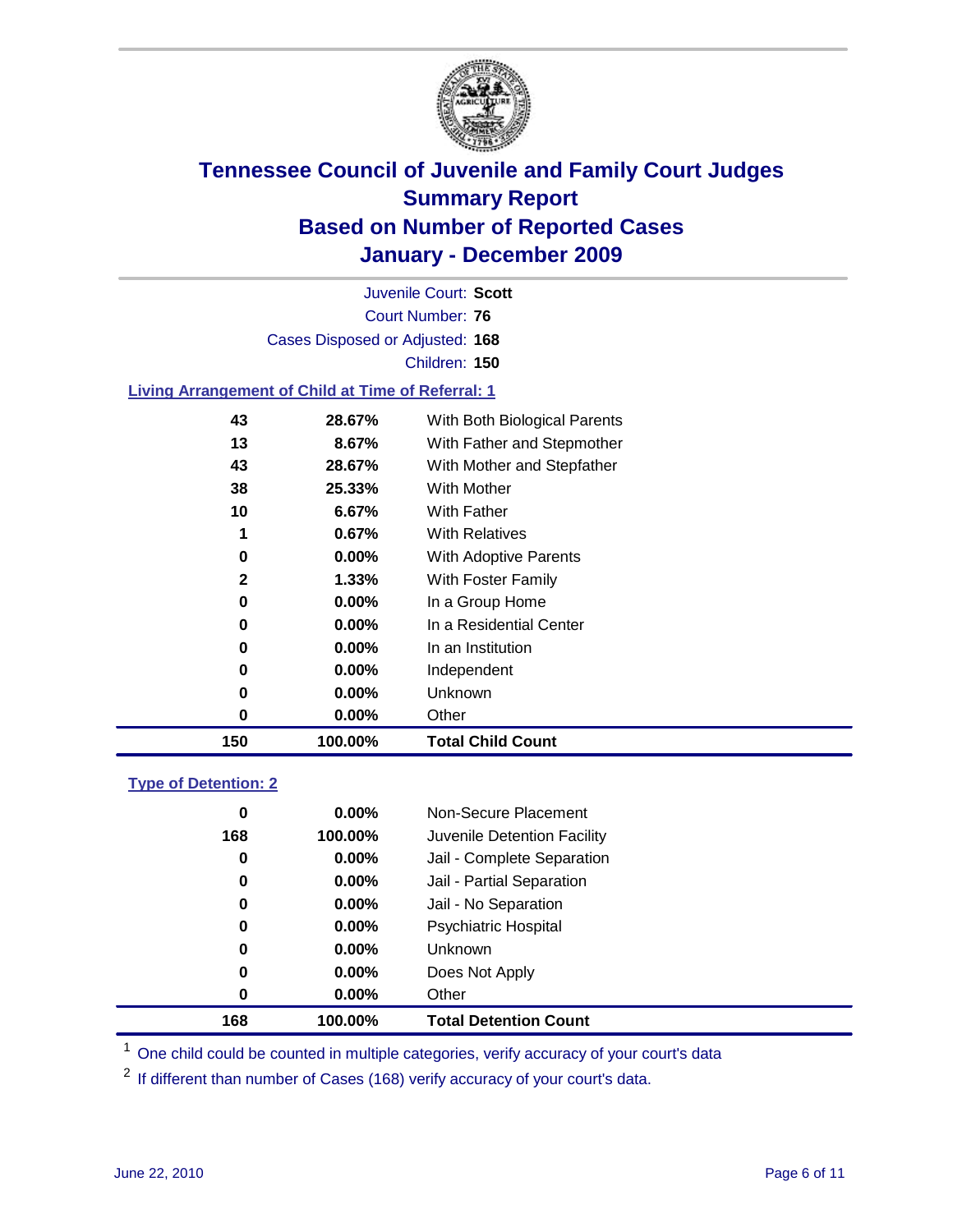# Tennessee Council of Juvenile and Family Court Judges
## Summary Report
## Based on Number of Reported Cases
## January - December 2009

Juvenile Court: **Scott**
Court Number: **76**
Cases Disposed or Adjusted: **168**
Children: **150**

### Living Arrangement of Child at Time of Referral: 1

| | | |
|---|---|---|
| 43 | 28.67% | With Both Biological Parents |
| 13 | 8.67% | With Father and Stepmother |
| 43 | 28.67% | With Mother and Stepfather |
| 38 | 25.33% | With Mother |
| 10 | 6.67% | With Father |
| 1 | 0.67% | With Relatives |
| 0 | 0.00% | With Adoptive Parents |
| 2 | 1.33% | With Foster Family |
| 0 | 0.00% | In a Group Home |
| 0 | 0.00% | In a Residential Center |
| 0 | 0.00% | In an Institution |
| 0 | 0.00% | Independent |
| 0 | 0.00% | Unknown |
| 0 | 0.00% | Other |
| **150** | **100.00%** | **Total Child Count** |

### Type of Detention: 2

| | | |
|---|---|---|
| 0 | 0.00% | Non-Secure Placement |
| 168 | 100.00% | Juvenile Detention Facility |
| 0 | 0.00% | Jail - Complete Separation |
| 0 | 0.00% | Jail - Partial Separation |
| 0 | 0.00% | Jail - No Separation |
| 0 | 0.00% | Psychiatric Hospital |
| 0 | 0.00% | Unknown |
| 0 | 0.00% | Does Not Apply |
| 0 | 0.00% | Other |
| **168** | **100.00%** | **Total Detention Count** |

[1] One child could be counted in multiple categories, verify accuracy of your court's data

[2] If different than number of Cases (168) verify accuracy of your court's data.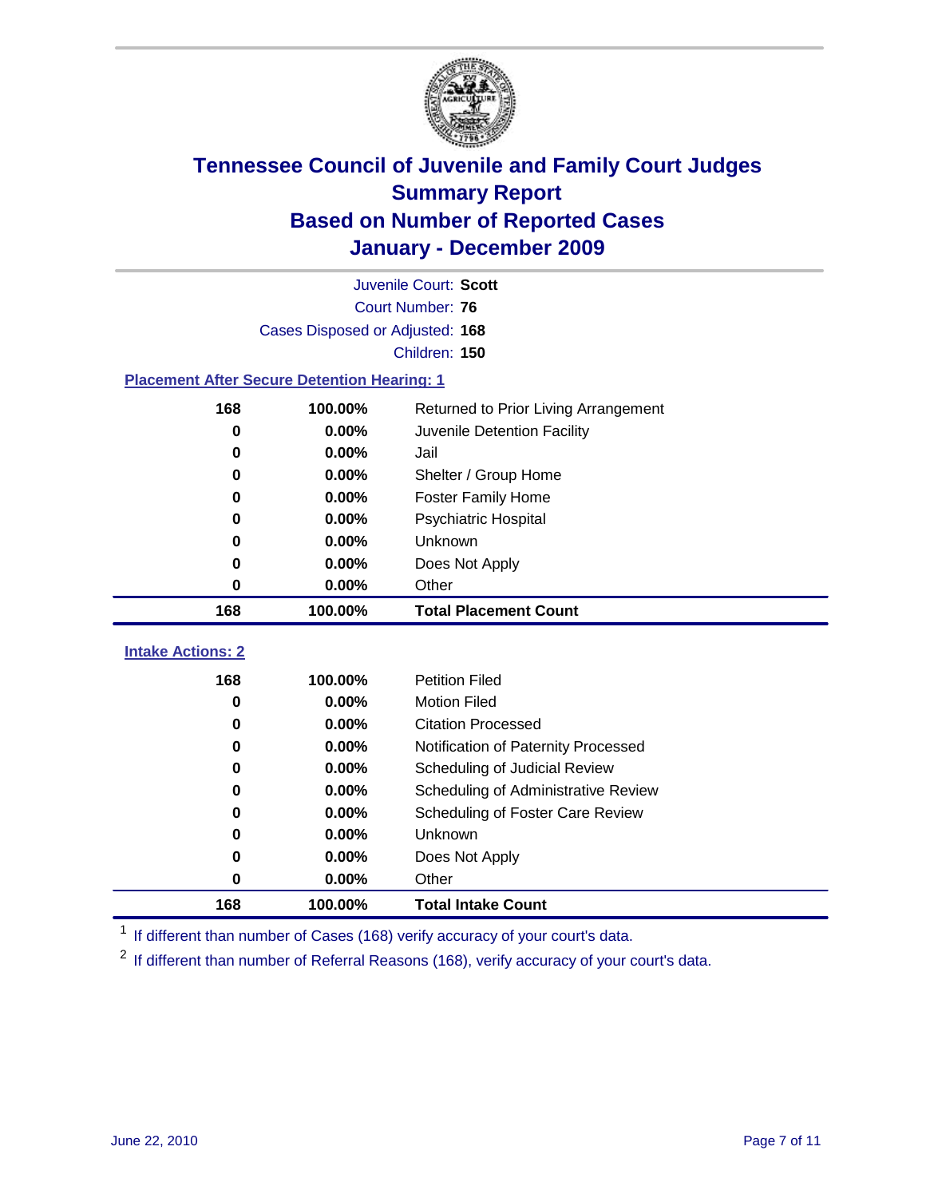# Tennessee Council of Juvenile and Family Court Judges
## Summary Report
## Based on Number of Reported Cases
## January - December 2009

Juvenile Court: **Scott**
Court Number: **76**
Cases Disposed or Adjusted: **168**
Children: **150**

### Placement After Secure Detention Hearing: 1

| | | |
|---|---|---|
| 168 | 100.00% | Returned to Prior Living Arrangement |
| 0 | 0.00% | Juvenile Detention Facility |
| 0 | 0.00% | Jail |
| 0 | 0.00% | Shelter / Group Home |
| 0 | 0.00% | Foster Family Home |
| 0 | 0.00% | Psychiatric Hospital |
| 0 | 0.00% | Unknown |
| 0 | 0.00% | Does Not Apply |
| 0 | 0.00% | Other |
| **168** | **100.00%** | **Total Placement Count** |

### Intake Actions: 2

| | | |
|---|---|---|
| 168 | 100.00% | Petition Filed |
| 0 | 0.00% | Motion Filed |
| 0 | 0.00% | Citation Processed |
| 0 | 0.00% | Notification of Paternity Processed |
| 0 | 0.00% | Scheduling of Judicial Review |
| 0 | 0.00% | Scheduling of Administrative Review |
| 0 | 0.00% | Scheduling of Foster Care Review |
| 0 | 0.00% | Unknown |
| 0 | 0.00% | Does Not Apply |
| 0 | 0.00% | Other |
| **168** | **100.00%** | **Total Intake Count** |

[1] If different than number of Cases (168) verify accuracy of your court's data.

[2] If different than number of Referral Reasons (168), verify accuracy of your court's data.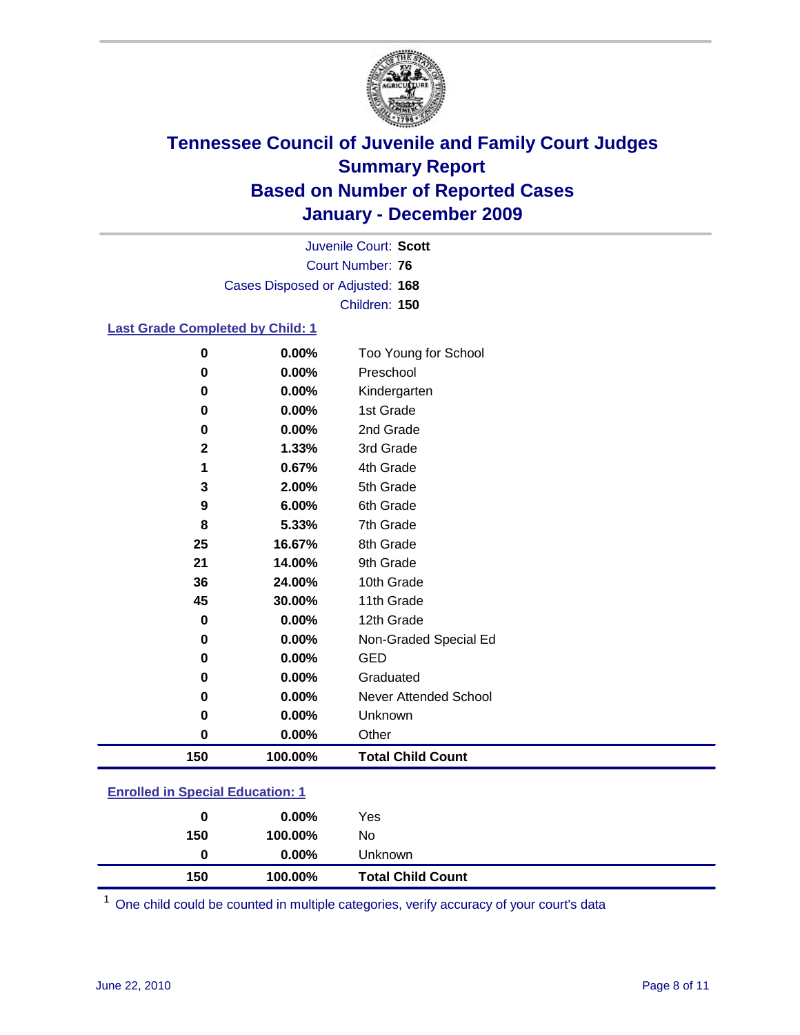# Tennessee Council of Juvenile and Family Court Judges
## Summary Report
## Based on Number of Reported Cases
## January - December 2009

Juvenile Court: **Scott**
Court Number: **76**
Cases Disposed or Adjusted: **168**
Children: **150**

### Last Grade Completed by Child: 1

| | | |
|---|---|---|
| 0 | 0.00% | Too Young for School |
| 0 | 0.00% | Preschool |
| 0 | 0.00% | Kindergarten |
| 0 | 0.00% | 1st Grade |
| 0 | 0.00% | 2nd Grade |
| 2 | 1.33% | 3rd Grade |
| 1 | 0.67% | 4th Grade |
| 3 | 2.00% | 5th Grade |
| 9 | 6.00% | 6th Grade |
| 8 | 5.33% | 7th Grade |
| 25 | 16.67% | 8th Grade |
| 21 | 14.00% | 9th Grade |
| 36 | 24.00% | 10th Grade |
| 45 | 30.00% | 11th Grade |
| 0 | 0.00% | 12th Grade |
| 0 | 0.00% | Non-Graded Special Ed |
| 0 | 0.00% | GED |
| 0 | 0.00% | Graduated |
| 0 | 0.00% | Never Attended School |
| 0 | 0.00% | Unknown |
| 0 | 0.00% | Other |
| **150** | **100.00%** | **Total Child Count** |

### Enrolled in Special Education: 1

| | | |
|---|---|---|
| 0 | 0.00% | Yes |
| 150 | 100.00% | No |
| 0 | 0.00% | Unknown |
| **150** | **100.00%** | **Total Child Count** |

[1] One child could be counted in multiple categories, verify accuracy of your court's data

June 22, 2010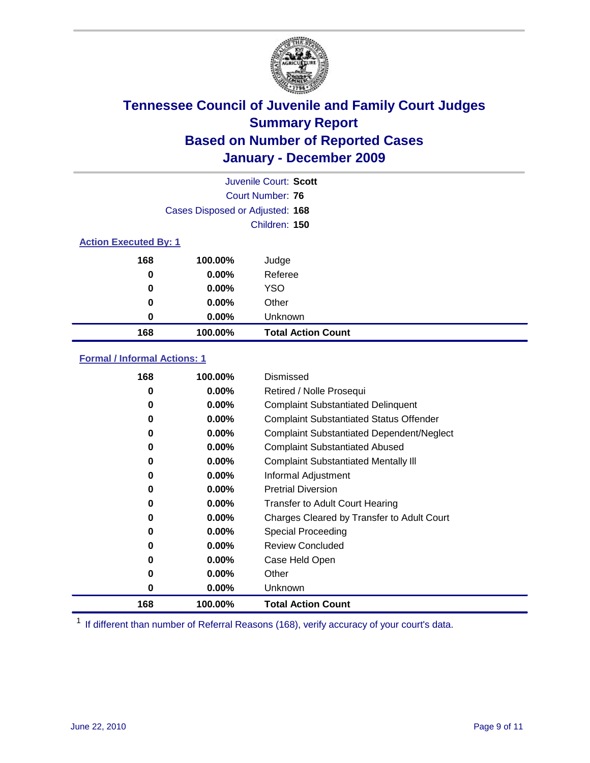# Tennessee Council of Juvenile and Family Court Judges
## Summary Report
## Based on Number of Reported Cases
## January - December 2009

Juvenile Court: **Scott**

Court Number: **76**

Cases Disposed or Adjusted: **168**

Children: **150**

### Action Executed By: 1

| | | |
|---|---|---|
| 168 | 100.00% | Judge |
| 0 | 0.00% | Referee |
| 0 | 0.00% | YSO |
| 0 | 0.00% | Other |
| 0 | 0.00% | Unknown |
| **168** | **100.00%** | **Total Action Count** |

### Formal / Informal Actions: 1

| | | |
|---|---|---|
| 168 | 100.00% | Dismissed |
| 0 | 0.00% | Retired / Nolle Prosequi |
| 0 | 0.00% | Complaint Substantiated Delinquent |
| 0 | 0.00% | Complaint Substantiated Status Offender |
| 0 | 0.00% | Complaint Substantiated Dependent/Neglect |
| 0 | 0.00% | Complaint Substantiated Abused |
| 0 | 0.00% | Complaint Substantiated Mentally Ill |
| 0 | 0.00% | Informal Adjustment |
| 0 | 0.00% | Pretrial Diversion |
| 0 | 0.00% | Transfer to Adult Court Hearing |
| 0 | 0.00% | Charges Cleared by Transfer to Adult Court |
| 0 | 0.00% | Special Proceeding |
| 0 | 0.00% | Review Concluded |
| 0 | 0.00% | Case Held Open |
| 0 | 0.00% | Other |
| 0 | 0.00% | Unknown |
| **168** | **100.00%** | **Total Action Count** |

[1] If different than number of Referral Reasons (168), verify accuracy of your court's data.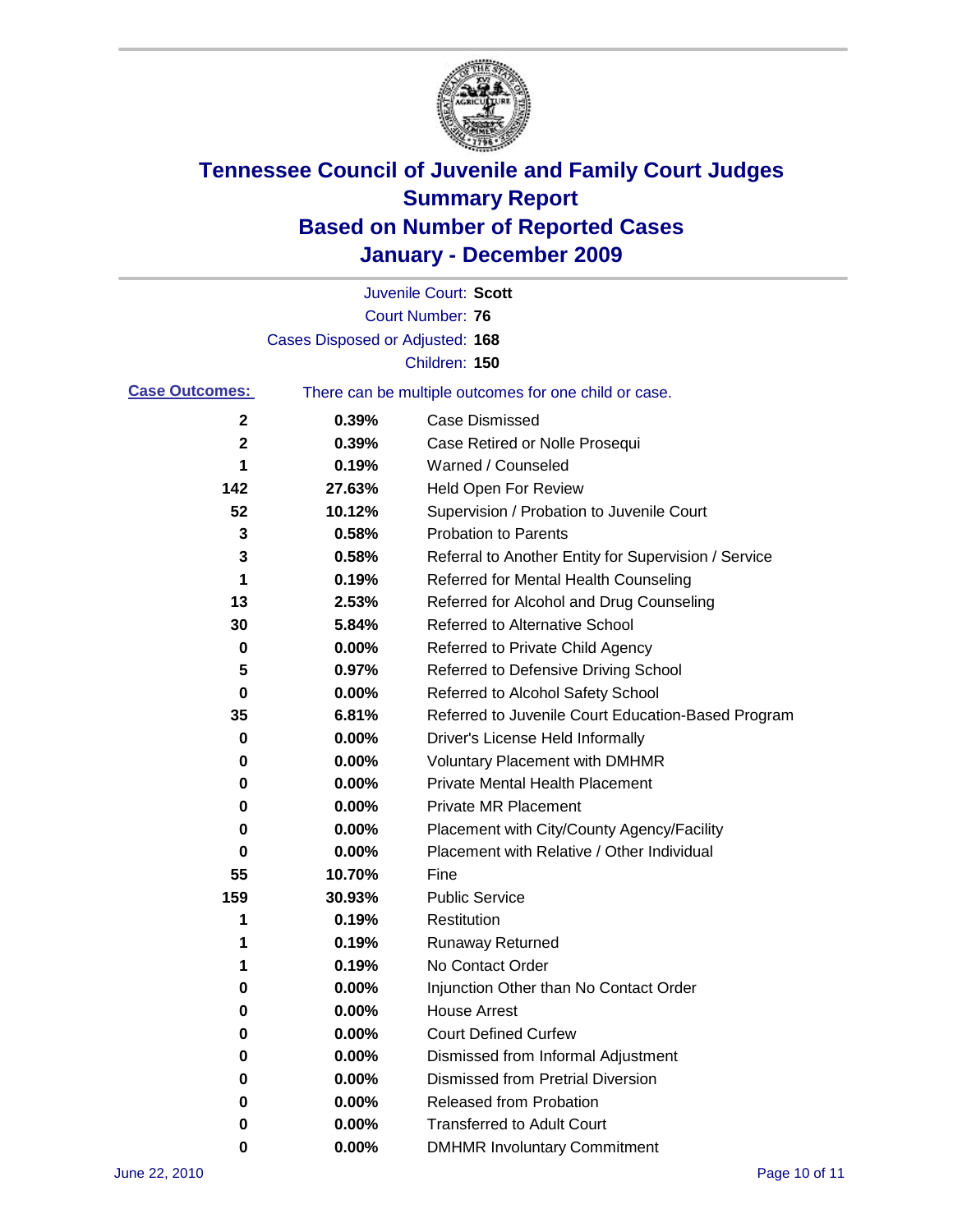# Tennessee Council of Juvenile and Family Court Judges
# Summary Report
# Based on Number of Reported Cases
# January - December 2009

Juvenile Court: **Scott**
Court Number: **76**
Cases Disposed or Adjusted: **168**
Children: **150**

**Case Outcomes:** There can be multiple outcomes for one child or case.

| Count | Percent | Outcome |
|---|---|---|
| 2 | 0.39% | Case Dismissed |
| 2 | 0.39% | Case Retired or Nolle Prosequi |
| 1 | 0.19% | Warned / Counseled |
| 142 | 27.63% | Held Open For Review |
| 52 | 10.12% | Supervision / Probation to Juvenile Court |
| 3 | 0.58% | Probation to Parents |
| 3 | 0.58% | Referral to Another Entity for Supervision / Service |
| 1 | 0.19% | Referred for Mental Health Counseling |
| 13 | 2.53% | Referred for Alcohol and Drug Counseling |
| 30 | 5.84% | Referred to Alternative School |
| 0 | 0.00% | Referred to Private Child Agency |
| 5 | 0.97% | Referred to Defensive Driving School |
| 0 | 0.00% | Referred to Alcohol Safety School |
| 35 | 6.81% | Referred to Juvenile Court Education-Based Program |
| 0 | 0.00% | Driver's License Held Informally |
| 0 | 0.00% | Voluntary Placement with DMHMR |
| 0 | 0.00% | Private Mental Health Placement |
| 0 | 0.00% | Private MR Placement |
| 0 | 0.00% | Placement with City/County Agency/Facility |
| 0 | 0.00% | Placement with Relative / Other Individual |
| 55 | 10.70% | Fine |
| 159 | 30.93% | Public Service |
| 1 | 0.19% | Restitution |
| 1 | 0.19% | Runaway Returned |
| 1 | 0.19% | No Contact Order |
| 0 | 0.00% | Injunction Other than No Contact Order |
| 0 | 0.00% | House Arrest |
| 0 | 0.00% | Court Defined Curfew |
| 0 | 0.00% | Dismissed from Informal Adjustment |
| 0 | 0.00% | Dismissed from Pretrial Diversion |
| 0 | 0.00% | Released from Probation |
| 0 | 0.00% | Transferred to Adult Court |
| 0 | 0.00% | DMHMR Involuntary Commitment |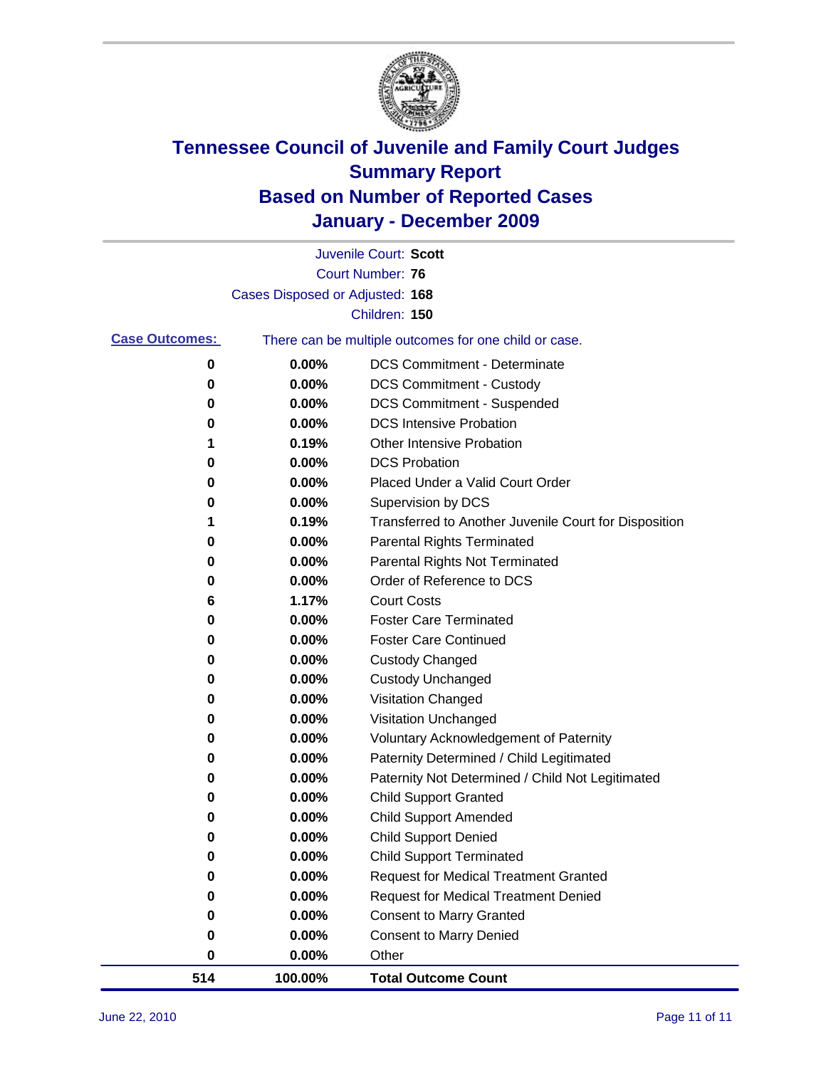# Tennessee Council of Juvenile and Family Court Judges
# Summary Report
# Based on Number of Reported Cases
# January - December 2009

Juvenile Court: **Scott**

Court Number: **76**

Cases Disposed or Adjusted: **168**

Children: **150**

**Case Outcomes:** There can be multiple outcomes for one child or case.

| | | |
|---|---|---|
| 0 | 0.00% | DCS Commitment - Determinate |
| 0 | 0.00% | DCS Commitment - Custody |
| 0 | 0.00% | DCS Commitment - Suspended |
| 0 | 0.00% | DCS Intensive Probation |
| 1 | 0.19% | Other Intensive Probation |
| 0 | 0.00% | DCS Probation |
| 0 | 0.00% | Placed Under a Valid Court Order |
| 0 | 0.00% | Supervision by DCS |
| 1 | 0.19% | Transferred to Another Juvenile Court for Disposition |
| 0 | 0.00% | Parental Rights Terminated |
| 0 | 0.00% | Parental Rights Not Terminated |
| 0 | 0.00% | Order of Reference to DCS |
| 6 | 1.17% | Court Costs |
| 0 | 0.00% | Foster Care Terminated |
| 0 | 0.00% | Foster Care Continued |
| 0 | 0.00% | Custody Changed |
| 0 | 0.00% | Custody Unchanged |
| 0 | 0.00% | Visitation Changed |
| 0 | 0.00% | Visitation Unchanged |
| 0 | 0.00% | Voluntary Acknowledgement of Paternity |
| 0 | 0.00% | Paternity Determined / Child Legitimated |
| 0 | 0.00% | Paternity Not Determined / Child Not Legitimated |
| 0 | 0.00% | Child Support Granted |
| 0 | 0.00% | Child Support Amended |
| 0 | 0.00% | Child Support Denied |
| 0 | 0.00% | Child Support Terminated |
| 0 | 0.00% | Request for Medical Treatment Granted |
| 0 | 0.00% | Request for Medical Treatment Denied |
| 0 | 0.00% | Consent to Marry Granted |
| 0 | 0.00% | Consent to Marry Denied |
| 0 | 0.00% | Other |
| **514** | **100.00%** | **Total Outcome Count** |

June 22, 2010